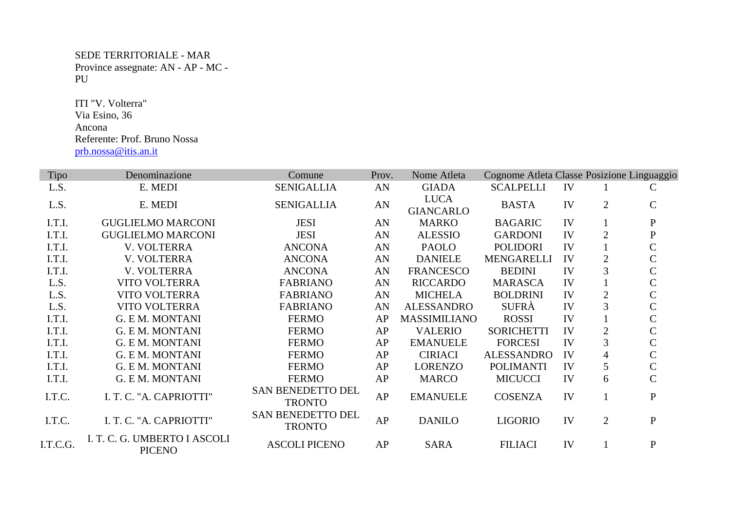SEDE TERRITORIALE - MAR
Province assegnate: AN - AP - MC - PU

ITI "V. Volterra"
Via Esino, 36
Ancona
Referente: Prof. Bruno Nossa
prb.nossa@itis.an.it

| Tipo | Denominazione | Comune | Prov. | Nome Atleta | Cognome Atleta | Classe | Posizione | Linguaggio |
|---|---|---|---|---|---|---|---|---|
| L.S. | E. MEDI | SENIGALLIA | AN | GIADA | SCALPELLI | IV | 1 | C |
| L.S. | E. MEDI | SENIGALLIA | AN | LUCA GIANCARLO | BASTA | IV | 2 | C |
| I.T.I. | GUGLIELMO MARCONI | JESI | AN | MARKO | BAGARIC | IV | 1 | P |
| I.T.I. | GUGLIELMO MARCONI | JESI | AN | ALESSIO | GARDONI | IV | 2 | P |
| I.T.I. | V. VOLTERRA | ANCONA | AN | PAOLO | POLIDORI | IV | 1 | C |
| I.T.I. | V. VOLTERRA | ANCONA | AN | DANIELE | MENGARELLI | IV | 2 | C |
| I.T.I. | V. VOLTERRA | ANCONA | AN | FRANCESCO | BEDINI | IV | 3 | C |
| L.S. | VITO VOLTERRA | FABRIANO | AN | RICCARDO | MARASCA | IV | 1 | C |
| L.S. | VITO VOLTERRA | FABRIANO | AN | MICHELA | BOLDRINI | IV | 2 | C |
| L.S. | VITO VOLTERRA | FABRIANO | AN | ALESSANDRO | SUFRÀ | IV | 3 | C |
| I.T.I. | G. E M. MONTANI | FERMO | AP | MASSIMILIANO | ROSSI | IV | 1 | C |
| I.T.I. | G. E M. MONTANI | FERMO | AP | VALERIO | SORICHETTI | IV | 2 | C |
| I.T.I. | G. E M. MONTANI | FERMO | AP | EMANUELE | FORCESI | IV | 3 | C |
| I.T.I. | G. E M. MONTANI | FERMO | AP | CIRIACI | ALESSANDRO | IV | 4 | C |
| I.T.I. | G. E M. MONTANI | FERMO | AP | LORENZO | POLIMANTI | IV | 5 | C |
| I.T.I. | G. E M. MONTANI | FERMO | AP | MARCO | MICUCCI | IV | 6 | C |
| I.T.C. | I. T. C. "A. CAPRIOTTI" | SAN BENEDETTO DEL TRONTO | AP | EMANUELE | COSENZA | IV | 1 | P |
| I.T.C. | I. T. C. "A. CAPRIOTTI" | SAN BENEDETTO DEL TRONTO | AP | DANILO | LIGORIO | IV | 2 | P |
| I.T.C.G. | I. T. C. G. UMBERTO I ASCOLI PICENO | ASCOLI PICENO | AP | SARA | FILIACI | IV | 1 | P |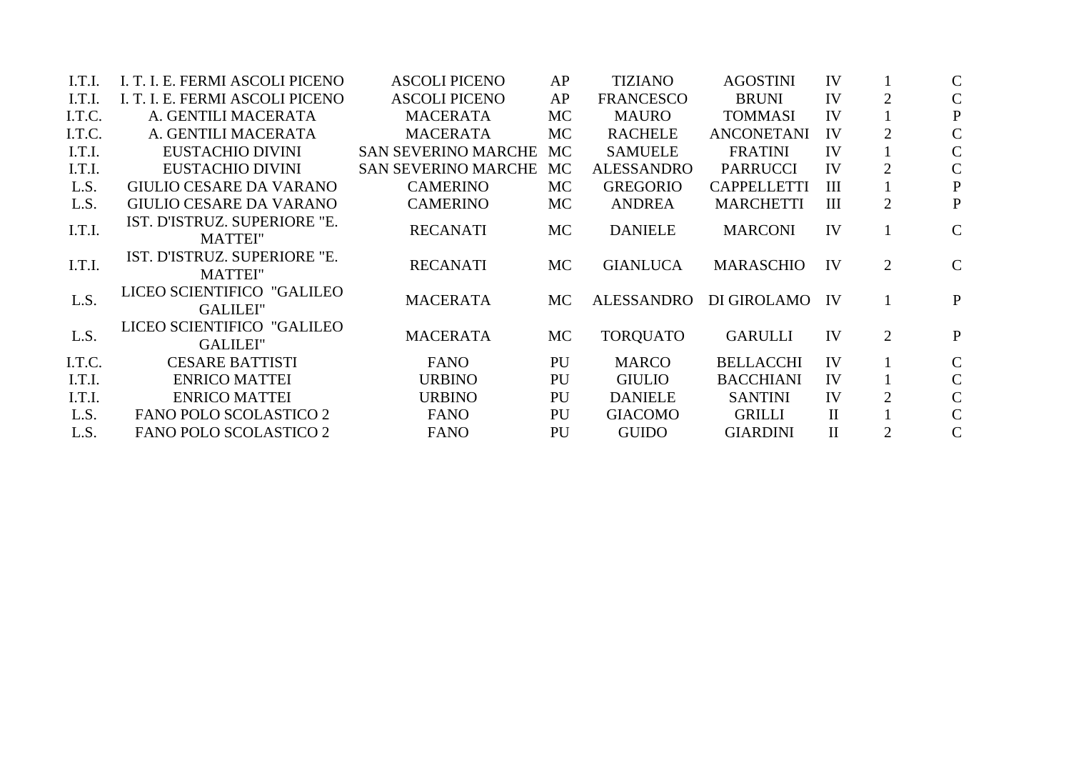| | | | | | | | | |
|---|---|---|---|---|---|---|---|---|
| I.T.I. | I. T. I. E. FERMI ASCOLI PICENO | ASCOLI PICENO | AP | TIZIANO | AGOSTINI | IV | 1 | C |
| I.T.I. | I. T. I. E. FERMI ASCOLI PICENO | ASCOLI PICENO | AP | FRANCESCO | BRUNI | IV | 2 | C |
| I.T.C. | A. GENTILI MACERATA | MACERATA | MC | MAURO | TOMMASI | IV | 1 | P |
| I.T.C. | A. GENTILI MACERATA | MACERATA | MC | RACHELE | ANCONETANI | IV | 2 | C |
| I.T.I. | EUSTACHIO DIVINI | SAN SEVERINO MARCHE | MC | SAMUELE | FRATINI | IV | 1 | C |
| I.T.I. | EUSTACHIO DIVINI | SAN SEVERINO MARCHE | MC | ALESSANDRO | PARRUCCI | IV | 2 | C |
| L.S. | GIULIO CESARE DA VARANO | CAMERINO | MC | GREGORIO | CAPPELLETTI | III | 1 | P |
| L.S. | GIULIO CESARE DA VARANO | CAMERINO | MC | ANDREA | MARCHETTI | III | 2 | P |
| I.T.I. | IST. D'ISTRUZ. SUPERIORE "E. MATTEI" | RECANATI | MC | DANIELE | MARCONI | IV | 1 | C |
| I.T.I. | IST. D'ISTRUZ. SUPERIORE "E. MATTEI" | RECANATI | MC | GIANLUCA | MARASCHIO | IV | 2 | C |
| L.S. | LICEO SCIENTIFICO "GALILEO GALILEI" | MACERATA | MC | ALESSANDRO | DI GIROLAMO | IV | 1 | P |
| L.S. | LICEO SCIENTIFICO "GALILEO GALILEI" | MACERATA | MC | TORQUATO | GARULLI | IV | 2 | P |
| I.T.C. | CESARE BATTISTI | FANO | PU | MARCO | BELLACCHI | IV | 1 | C |
| I.T.I. | ENRICO MATTEI | URBINO | PU | GIULIO | BACCHIANI | IV | 1 | C |
| I.T.I. | ENRICO MATTEI | URBINO | PU | DANIELE | SANTINI | IV | 2 | C |
| L.S. | FANO POLO SCOLASTICO 2 | FANO | PU | GIACOMO | GRILLI | II | 1 | C |
| L.S. | FANO POLO SCOLASTICO 2 | FANO | PU | GUIDO | GIARDINI | II | 2 | C |